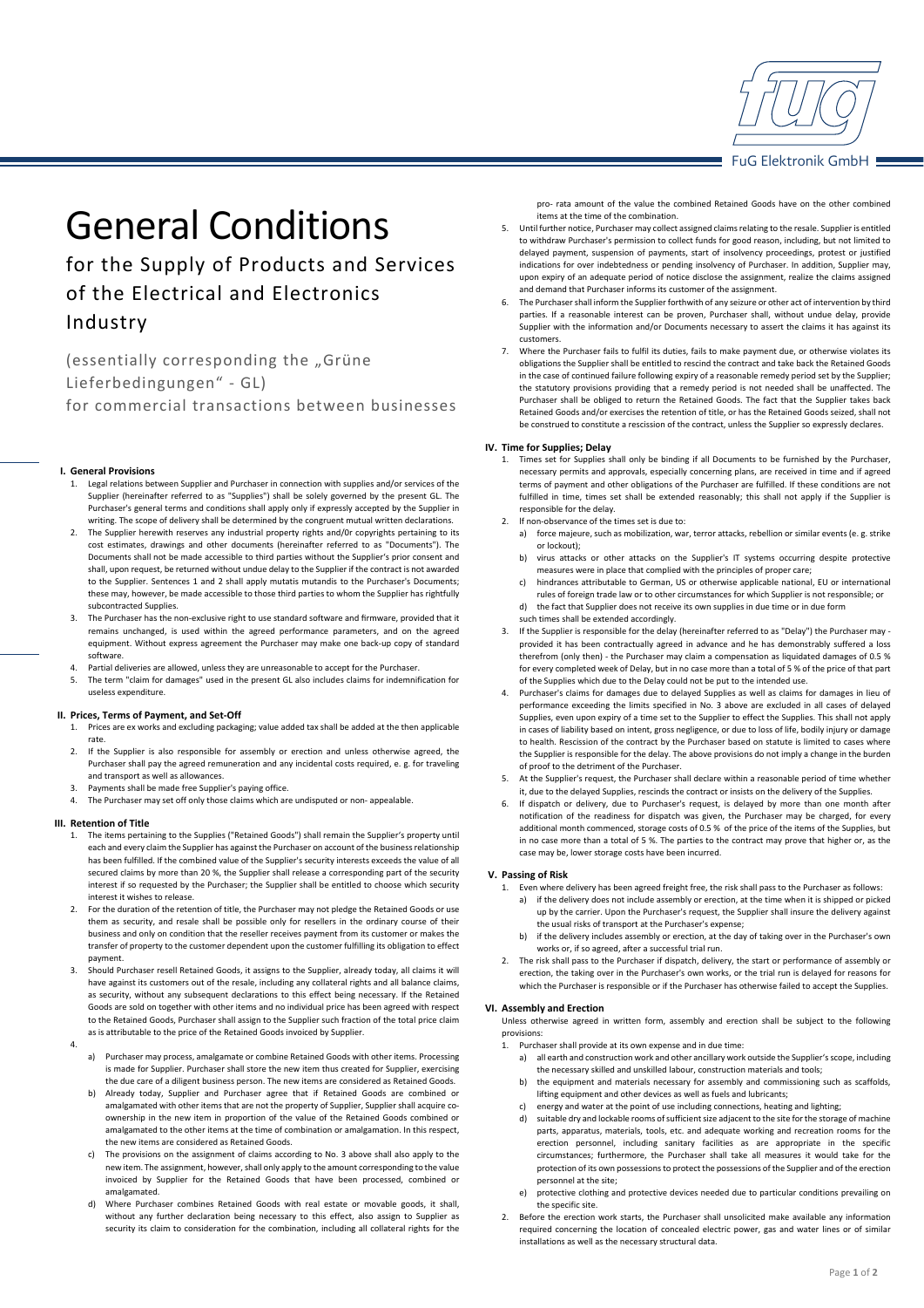# General Conditions

## for the Supply of Products and Services of the Electrical and Electronics Industry

(essentially corresponding the „Grüne Lieferbedingungen" - GL)
for commercial transactions between businesses

### I. General Provisions

1. Legal relations between Supplier and Purchaser in connection with supplies and/or services of the Supplier (hereinafter referred to as "Supplies") shall be solely governed by the present GL. The Purchaser's general terms and conditions shall apply only if expressly accepted by the Supplier in writing. The scope of delivery shall be determined by the congruent mutual written declarations.
2. The Supplier herewith reserves any industrial property rights and/0r copyrights pertaining to its cost estimates, drawings and other documents (hereinafter referred to as "Documents"). The Documents shall not be made accessible to third parties without the Supplier's prior consent and shall, upon request, be returned without undue delay to the Supplier if the contract is not awarded to the Supplier. Sentences 1 and 2 shall apply mutatis mutandis to the Purchaser's Documents; these may, however, be made accessible to those third parties to whom the Supplier has rightfully subcontracted Supplies.
3. The Purchaser has the non-exclusive right to use standard software and firmware, provided that it remains unchanged, is used within the agreed performance parameters, and on the agreed equipment. Without express agreement the Purchaser may make one back-up copy of standard software.
4. Partial deliveries are allowed, unless they are unreasonable to accept for the Purchaser.
5. The term "claim for damages" used in the present GL also includes claims for indemnification for useless expenditure.

### II. Prices, Terms of Payment, and Set-Off

1. Prices are ex works and excluding packaging; value added tax shall be added at the then applicable rate.
2. If the Supplier is also responsible for assembly or erection and unless otherwise agreed, the Purchaser shall pay the agreed remuneration and any incidental costs required, e. g. for traveling and transport as well as allowances.
3. Payments shall be made free Supplier's paying office.
4. The Purchaser may set off only those claims which are undisputed or non- appealable.

### III. Retention of Title

1. The items pertaining to the Supplies ("Retained Goods") shall remain the Supplier's property until each and every claim the Supplier has against the Purchaser on account of the business relationship has been fulfilled. If the combined value of the Supplier's security interests exceeds the value of all secured claims by more than 20 %, the Supplier shall release a corresponding part of the security interest if so requested by the Purchaser; the Supplier shall be entitled to choose which security interest it wishes to release.
2. For the duration of the retention of title, the Purchaser may not pledge the Retained Goods or use them as security, and resale shall be possible only for resellers in the ordinary course of their business and only on condition that the reseller receives payment from its customer or makes the transfer of property to the customer dependent upon the customer fulfilling its obligation to effect payment.
3. Should Purchaser resell Retained Goods, it assigns to the Supplier, already today, all claims it will have against its customers out of the resale, including any collateral rights and all balance claims, as security, without any subsequent declarations to this effect being necessary. If the Retained Goods are sold on together with other items and no individual price has been agreed with respect to the Retained Goods, Purchaser shall assign to the Supplier such fraction of the total price claim as is attributable to the price of the Retained Goods invoiced by Supplier.
4.
   a) Purchaser may process, amalgamate or combine Retained Goods with other items. Processing is made for Supplier. Purchaser shall store the new item thus created for Supplier, exercising the due care of a diligent business person. The new items are considered as Retained Goods.
   b) Already today, Supplier and Purchaser agree that if Retained Goods are combined or amalgamated with other items that are not the property of Supplier, Supplier shall acquire co-ownership in the new item in proportion of the value of the Retained Goods combined or amalgamated to the other items at the time of combination or amalgamation. In this respect, the new items are considered as Retained Goods.
   c) The provisions on the assignment of claims according to No. 3 above shall also apply to the new item. The assignment, however, shall only apply to the amount corresponding to the value invoiced by Supplier for the Retained Goods that have been processed, combined or amalgamated.
   d) Where Purchaser combines Retained Goods with real estate or movable goods, it shall, without any further declaration being necessary to this effect, also assign to Supplier as security its claim to consideration for the combination, including all collateral rights for the pro- rata amount of the value the combined Retained Goods have on the other combined items at the time of the combination.
5. Until further notice, Purchaser may collect assigned claims relating to the resale. Supplier is entitled to withdraw Purchaser's permission to collect funds for good reason, including, but not limited to delayed payment, suspension of payments, start of insolvency proceedings, protest or justified indications for over indebtedness or pending insolvency of Purchaser. In addition, Supplier may, upon expiry of an adequate period of notice disclose the assignment, realize the claims assigned and demand that Purchaser informs its customer of the assignment.
6. The Purchaser shall inform the Supplier forthwith of any seizure or other act of intervention by third parties. If a reasonable interest can be proven, Purchaser shall, without undue delay, provide Supplier with the information and/or Documents necessary to assert the claims it has against its customers.
7. Where the Purchaser fails to fulfil its duties, fails to make payment due, or otherwise violates its obligations the Supplier shall be entitled to rescind the contract and take back the Retained Goods in the case of continued failure following expiry of a reasonable remedy period set by the Supplier; the statutory provisions providing that a remedy period is not needed shall be unaffected. The Purchaser shall be obliged to return the Retained Goods. The fact that the Supplier takes back Retained Goods and/or exercises the retention of title, or has the Retained Goods seized, shall not be construed to constitute a rescission of the contract, unless the Supplier so expressly declares.

### IV. Time for Supplies; Delay

1. Times set for Supplies shall only be binding if all Documents to be furnished by the Purchaser, necessary permits and approvals, especially concerning plans, are received in time and if agreed terms of payment and other obligations of the Purchaser are fulfilled. If these conditions are not fulfilled in time, times set shall be extended reasonably; this shall not apply if the Supplier is responsible for the delay.
2. If non-observance of the times set is due to:
   a) force majeure, such as mobilization, war, terror attacks, rebellion or similar events (e. g. strike or lockout);
   b) virus attacks or other attacks on the Supplier's IT systems occurring despite protective measures were in place that complied with the principles of proper care;
   c) hindrances attributable to German, US or otherwise applicable national, EU or international rules of foreign trade law or to other circumstances for which Supplier is not responsible; or
   d) the fact that Supplier does not receive its own supplies in due time or in due form

   such times shall be extended accordingly.
3. If the Supplier is responsible for the delay (hereinafter referred to as "Delay") the Purchaser may - provided it has been contractually agreed in advance and he has demonstrably suffered a loss therefrom (only then) - the Purchaser may claim a compensation as liquidated damages of 0.5 % for every completed week of Delay, but in no case more than a total of 5 % of the price of that part of the Supplies which due to the Delay could not be put to the intended use.
4. Purchaser's claims for damages due to delayed Supplies as well as claims for damages in lieu of performance exceeding the limits specified in No. 3 above are excluded in all cases of delayed Supplies, even upon expiry of a time set to the Supplier to effect the Supplies. This shall not apply in cases of liability based on intent, gross negligence, or due to loss of life, bodily injury or damage to health. Rescission of the contract by the Purchaser based on statute is limited to cases where the Supplier is responsible for the delay. The above provisions do not imply a change in the burden of proof to the detriment of the Purchaser.
5. At the Supplier's request, the Purchaser shall declare within a reasonable period of time whether it, due to the delayed Supplies, rescinds the contract or insists on the delivery of the Supplies.
6. If dispatch or delivery, due to Purchaser's request, is delayed by more than one month after notification of the readiness for dispatch was given, the Purchaser may be charged, for every additional month commenced, storage costs of 0.5 % of the price of the items of the Supplies, but in no case more than a total of 5 %. The parties to the contract may prove that higher or, as the case may be, lower storage costs have been incurred.

### V. Passing of Risk

1. Even where delivery has been agreed freight free, the risk shall pass to the Purchaser as follows:
   a) if the delivery does not include assembly or erection, at the time when it is shipped or picked up by the carrier. Upon the Purchaser's request, the Supplier shall insure the delivery against the usual risks of transport at the Purchaser's expense;
   b) if the delivery includes assembly or erection, at the day of taking over in the Purchaser's own works or, if so agreed, after a successful trial run.
2. The risk shall pass to the Purchaser if dispatch, delivery, the start or performance of assembly or erection, the taking over in the Purchaser's own works, or the trial run is delayed for reasons for which the Purchaser is responsible or if the Purchaser has otherwise failed to accept the Supplies.

### VI. Assembly and Erection

Unless otherwise agreed in written form, assembly and erection shall be subject to the following provisions:

1. Purchaser shall provide at its own expense and in due time:
   a) all earth and construction work and other ancillary work outside the Supplier's scope, including the necessary skilled and unskilled labour, construction materials and tools;
   b) the equipment and materials necessary for assembly and commissioning such as scaffolds, lifting equipment and other devices as well as fuels and lubricants;
   c) energy and water at the point of use including connections, heating and lighting;
   d) suitable dry and lockable rooms of sufficient size adjacent to the site for the storage of machine parts, apparatus, materials, tools, etc. and adequate working and recreation rooms for the erection personnel, including sanitary facilities as are appropriate in the specific circumstances; furthermore, the Purchaser shall take all measures it would take for the protection of its own possessions to protect the possessions of the Supplier and of the erection personnel at the site;
   e) protective clothing and protective devices needed due to particular conditions prevailing on the specific site.
2. Before the erection work starts, the Purchaser shall unsolicited make available any information required concerning the location of concealed electric power, gas and water lines or of similar installations as well as the necessary structural data.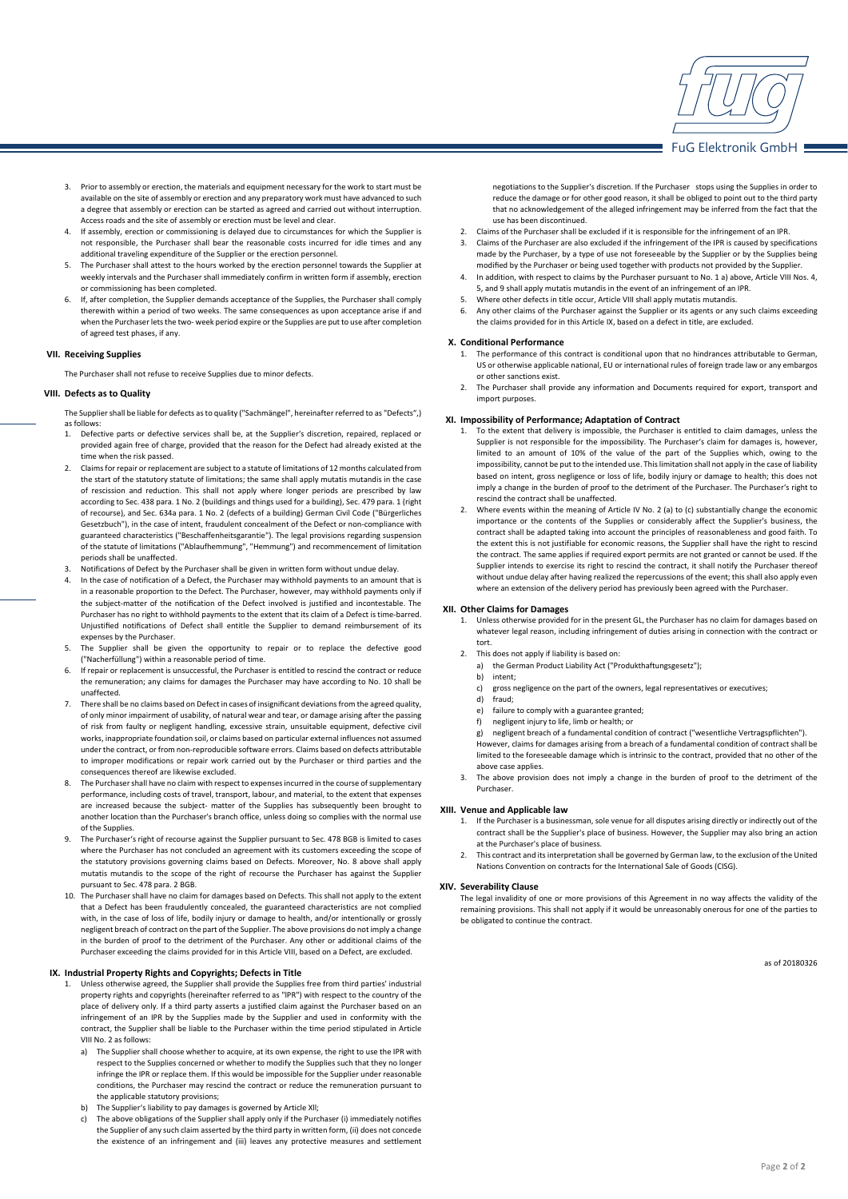3. Prior to assembly or erection, the materials and equipment necessary for the work to start must be available on the site of assembly or erection and any preparatory work must have advanced to such a degree that assembly or erection can be started as agreed and carried out without interruption. Access roads and the site of assembly or erection must be level and clear.
4. If assembly, erection or commissioning is delayed due to circumstances for which the Supplier is not responsible, the Purchaser shall bear the reasonable costs incurred for idle times and any additional traveling expenditure of the Supplier or the erection personnel.
5. The Purchaser shall attest to the hours worked by the erection personnel towards the Supplier at weekly intervals and the Purchaser shall immediately confirm in written form if assembly, erection or commissioning has been completed.
6. If, after completion, the Supplier demands acceptance of the Supplies, the Purchaser shall comply therewith within a period of two weeks. The same consequences as upon acceptance arise if and when the Purchaser lets the two- week period expire or the Supplies are put to use after completion of agreed test phases, if any.

## VII. Receiving Supplies

The Purchaser shall not refuse to receive Supplies due to minor defects.

## VIII. Defects as to Quality

The Supplier shall be liable for defects as to quality ("Sachmängel", hereinafter referred to as "Defects",) as follows:

1. Defective parts or defective services shall be, at the Supplier's discretion, repaired, replaced or provided again free of charge, provided that the reason for the Defect had already existed at the time when the risk passed.
2. Claims for repair or replacement are subject to a statute of limitations of 12 months calculated from the start of the statutory statute of limitations; the same shall apply mutatis mutandis in the case of rescission and reduction. This shall not apply where longer periods are prescribed by law according to Sec. 438 para. 1 No. 2 (buildings and things used for a building), Sec. 479 para. 1 (right of recourse), and Sec. 634a para. 1 No. 2 (defects of a building) German Civil Code ("Bürgerliches Gesetzbuch"), in the case of intent, fraudulent concealment of the Defect or non-compliance with guaranteed characteristics ("Beschaffenheitsgarantie"). The legal provisions regarding suspension of the statute of limitations ("Ablaufhemmung", "Hemmung") and recommencement of limitation periods shall be unaffected.
3. Notifications of Defect by the Purchaser shall be given in written form without undue delay.
4. In the case of notification of a Defect, the Purchaser may withhold payments to an amount that is in a reasonable proportion to the Defect. The Purchaser, however, may withhold payments only if the subject-matter of the notification of the Defect involved is justified and incontestable. The Purchaser has no right to withhold payments to the extent that its claim of a Defect is time-barred. Unjustified notifications of Defect shall entitle the Supplier to demand reimbursement of its expenses by the Purchaser.
5. The Supplier shall be given the opportunity to repair or to replace the defective good ("Nacherfüllung") within a reasonable period of time.
6. If repair or replacement is unsuccessful, the Purchaser is entitled to rescind the contract or reduce the remuneration; any claims for damages the Purchaser may have according to No. 10 shall be unaffected.
7. There shall be no claims based on Defect in cases of insignificant deviations from the agreed quality, of only minor impairment of usability, of natural wear and tear, or damage arising after the passing of risk from faulty or negligent handling, excessive strain, unsuitable equipment, defective civil works, inappropriate foundation soil, or claims based on particular external influences not assumed under the contract, or from non-reproducible software errors. Claims based on defects attributable to improper modifications or repair work carried out by the Purchaser or third parties and the consequences thereof are likewise excluded.
8. The Purchaser shall have no claim with respect to expenses incurred in the course of supplementary performance, including costs of travel, transport, labour, and material, to the extent that expenses are increased because the subject- matter of the Supplies has subsequently been brought to another location than the Purchaser's branch office, unless doing so complies with the normal use of the Supplies.
9. The Purchaser's right of recourse against the Supplier pursuant to Sec. 478 BGB is limited to cases where the Purchaser has not concluded an agreement with its customers exceeding the scope of the statutory provisions governing claims based on Defects. Moreover, No. 8 above shall apply mutatis mutandis to the scope of the right of recourse the Purchaser has against the Supplier pursuant to Sec. 478 para. 2 BGB.
10. The Purchaser shall have no claim for damages based on Defects. This shall not apply to the extent that a Defect has been fraudulently concealed, the guaranteed characteristics are not complied with, in the case of loss of life, bodily injury or damage to health, and/or intentionally or grossly negligent breach of contract on the part of the Supplier. The above provisions do not imply a change in the burden of proof to the detriment of the Purchaser. Any other or additional claims of the Purchaser exceeding the claims provided for in this Article VIII, based on a Defect, are excluded.

## IX. Industrial Property Rights and Copyrights; Defects in Title

1. Unless otherwise agreed, the Supplier shall provide the Supplies free from third parties' industrial property rights and copyrights (hereinafter referred to as "IPR") with respect to the country of the place of delivery only. If a third party asserts a justified claim against the Purchaser based on an infringement of an IPR by the Supplies made by the Supplier and used in conformity with the contract, the Supplier shall be liable to the Purchaser within the time period stipulated in Article VIII No. 2 as follows:
   a) The Supplier shall choose whether to acquire, at its own expense, the right to use the IPR with respect to the Supplies concerned or whether to modify the Supplies such that they no longer infringe the IPR or replace them. If this would be impossible for the Supplier under reasonable conditions, the Purchaser may rescind the contract or reduce the remuneration pursuant to the applicable statutory provisions;
   b) The Supplier's liability to pay damages is governed by Article XII;
   c) The above obligations of the Supplier shall apply only if the Purchaser (i) immediately notifies the Supplier of any such claim asserted by the third party in written form, (ii) does not concede the existence of an infringement and (iii) leaves any protective measures and settlement negotiations to the Supplier's discretion. If the Purchaser stops using the Supplies in order to reduce the damage or for other good reason, it shall be obliged to point out to the third party that no acknowledgement of the alleged infringement may be inferred from the fact that the use has been discontinued.
2. Claims of the Purchaser shall be excluded if it is responsible for the infringement of an IPR.
3. Claims of the Purchaser are also excluded if the infringement of the IPR is caused by specifications made by the Purchaser, by a type of use not foreseeable by the Supplier or by the Supplies being modified by the Purchaser or being used together with products not provided by the Supplier.
4. In addition, with respect to claims by the Purchaser pursuant to No. 1 a) above, Article VIII Nos. 4, 5, and 9 shall apply mutatis mutandis in the event of an infringement of an IPR.
5. Where other defects in title occur, Article VIII shall apply mutatis mutandis.
6. Any other claims of the Purchaser against the Supplier or its agents or any such claims exceeding the claims provided for in this Article IX, based on a defect in title, are excluded.

## X. Conditional Performance

1. The performance of this contract is conditional upon that no hindrances attributable to German, US or otherwise applicable national, EU or international rules of foreign trade law or any embargos or other sanctions exist.
2. The Purchaser shall provide any information and Documents required for export, transport and import purposes.

## XI. Impossibility of Performance; Adaptation of Contract

1. To the extent that delivery is impossible, the Purchaser is entitled to claim damages, unless the Supplier is not responsible for the impossibility. The Purchaser's claim for damages is, however, limited to an amount of 10% of the value of the part of the Supplies which, owing to the impossibility, cannot be put to the intended use. This limitation shall not apply in the case of liability based on intent, gross negligence or loss of life, bodily injury or damage to health; this does not imply a change in the burden of proof to the detriment of the Purchaser. The Purchaser's right to rescind the contract shall be unaffected.
2. Where events within the meaning of Article IV No. 2 (a) to (c) substantially change the economic importance or the contents of the Supplies or considerably affect the Supplier's business, the contract shall be adapted taking into account the principles of reasonableness and good faith. To the extent this is not justifiable for economic reasons, the Supplier shall have the right to rescind the contract. The same applies if required export permits are not granted or cannot be used. If the Supplier intends to exercise its right to rescind the contract, it shall notify the Purchaser thereof without undue delay after having realized the repercussions of the event; this shall also apply even where an extension of the delivery period has previously been agreed with the Purchaser.

## XII. Other Claims for Damages

1. Unless otherwise provided for in the present GL, the Purchaser has no claim for damages based on whatever legal reason, including infringement of duties arising in connection with the contract or tort.
2. This does not apply if liability is based on:
   a) the German Product Liability Act ("Produkthaftungsgesetz");
   b) intent;
   c) gross negligence on the part of the owners, legal representatives or executives;
   d) fraud;
   e) failure to comply with a guarantee granted;
   f) negligent injury to life, limb or health; or
   g) negligent breach of a fundamental condition of contract ("wesentliche Vertragspflichten").

   However, claims for damages arising from a breach of a fundamental condition of contract shall be limited to the foreseeable damage which is intrinsic to the contract, provided that no other of the above case applies.
3. The above provision does not imply a change in the burden of proof to the detriment of the Purchaser.

## XIII. Venue and Applicable law

1. If the Purchaser is a businessman, sole venue for all disputes arising directly or indirectly out of the contract shall be the Supplier's place of business. However, the Supplier may also bring an action at the Purchaser's place of business.
2. This contract and its interpretation shall be governed by German law, to the exclusion of the United Nations Convention on contracts for the International Sale of Goods (CISG).

## XIV. Severability Clause

The legal invalidity of one or more provisions of this Agreement in no way affects the validity of the remaining provisions. This shall not apply if it would be unreasonably onerous for one of the parties to be obligated to continue the contract.

as of 20180326